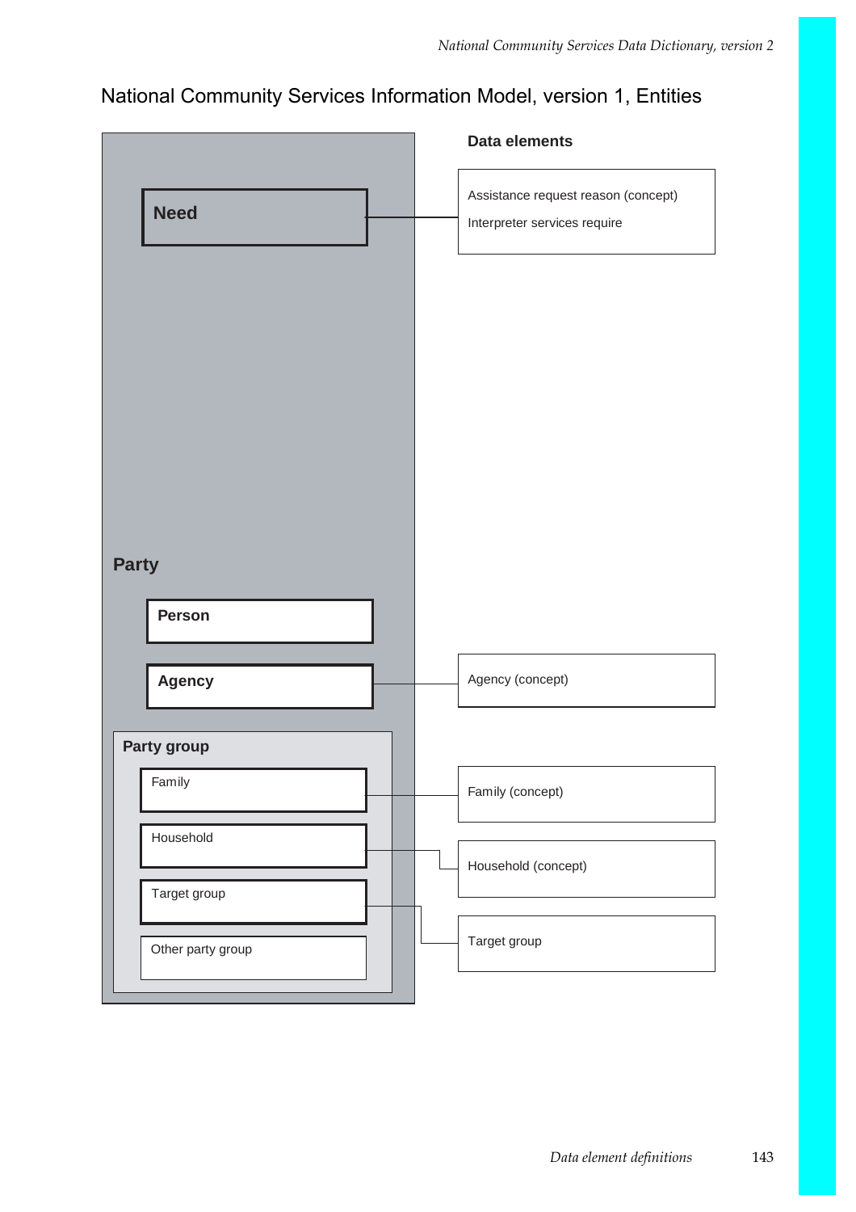# National Community Services Information Model, version 1, Entities

| Entity | Data elements |
| --- | --- |
| **Need** | Assistance request reason (concept)<br>Interpreter services require |
| **Party** | |
| **Person** | |
| **Agency** | Agency (concept) |
| **Party group** | |
| Family | Family (concept) |
| Household | Household (concept) |
| Target group | Target group |
| Other party group | |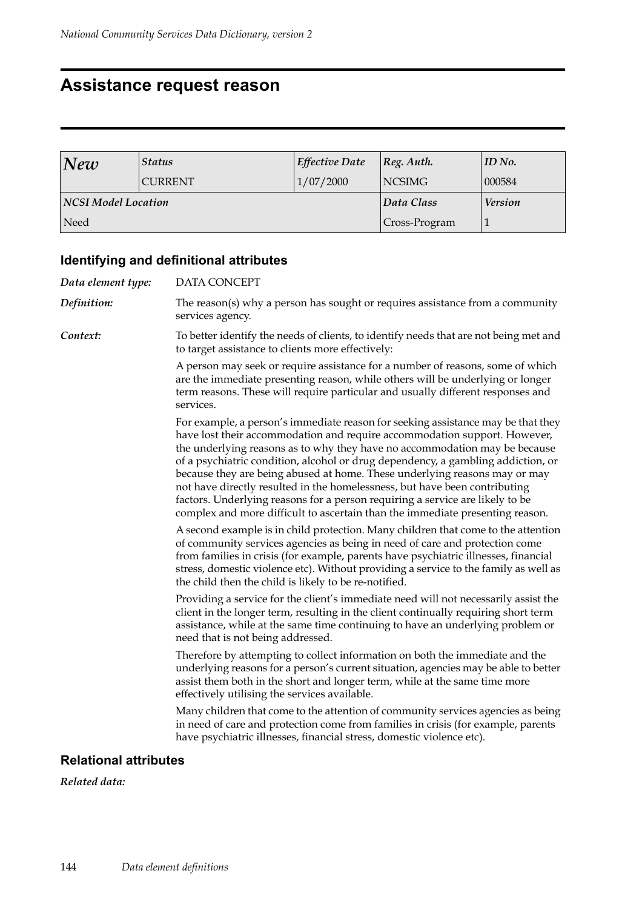# Assistance request reason

| *New* | *Status* | *Effective Date* | *Reg. Auth.* | *ID No.* |
|---|---|---|---|---|
| | CURRENT | 1/07/2000 | NCSIMG | 000584 |
| ***NCSI Model Location*** | | | ***Data Class*** | ***Version*** |
| Need | | | Cross-Program | 1 |

## Identifying and definitional attributes

***Data element type:*** DATA CONCEPT

***Definition:*** The reason(s) why a person has sought or requires assistance from a community services agency.

***Context:*** To better identify the needs of clients, to identify needs that are not being met and to target assistance to clients more effectively:

A person may seek or require assistance for a number of reasons, some of which are the immediate presenting reason, while others will be underlying or longer term reasons. These will require particular and usually different responses and services.

For example, a person's immediate reason for seeking assistance may be that they have lost their accommodation and require accommodation support. However, the underlying reasons as to why they have no accommodation may be because of a psychiatric condition, alcohol or drug dependency, a gambling addiction, or because they are being abused at home. These underlying reasons may or may not have directly resulted in the homelessness, but have been contributing factors. Underlying reasons for a person requiring a service are likely to be complex and more difficult to ascertain than the immediate presenting reason.

A second example is in child protection. Many children that come to the attention of community services agencies as being in need of care and protection come from families in crisis (for example, parents have psychiatric illnesses, financial stress, domestic violence etc). Without providing a service to the family as well as the child then the child is likely to be re-notified.

Providing a service for the client's immediate need will not necessarily assist the client in the longer term, resulting in the client continually requiring short term assistance, while at the same time continuing to have an underlying problem or need that is not being addressed.

Therefore by attempting to collect information on both the immediate and the underlying reasons for a person's current situation, agencies may be able to better assist them both in the short and longer term, while at the same time more effectively utilising the services available.

Many children that come to the attention of community services agencies as being in need of care and protection come from families in crisis (for example, parents have psychiatric illnesses, financial stress, domestic violence etc).

## Relational attributes

***Related data:***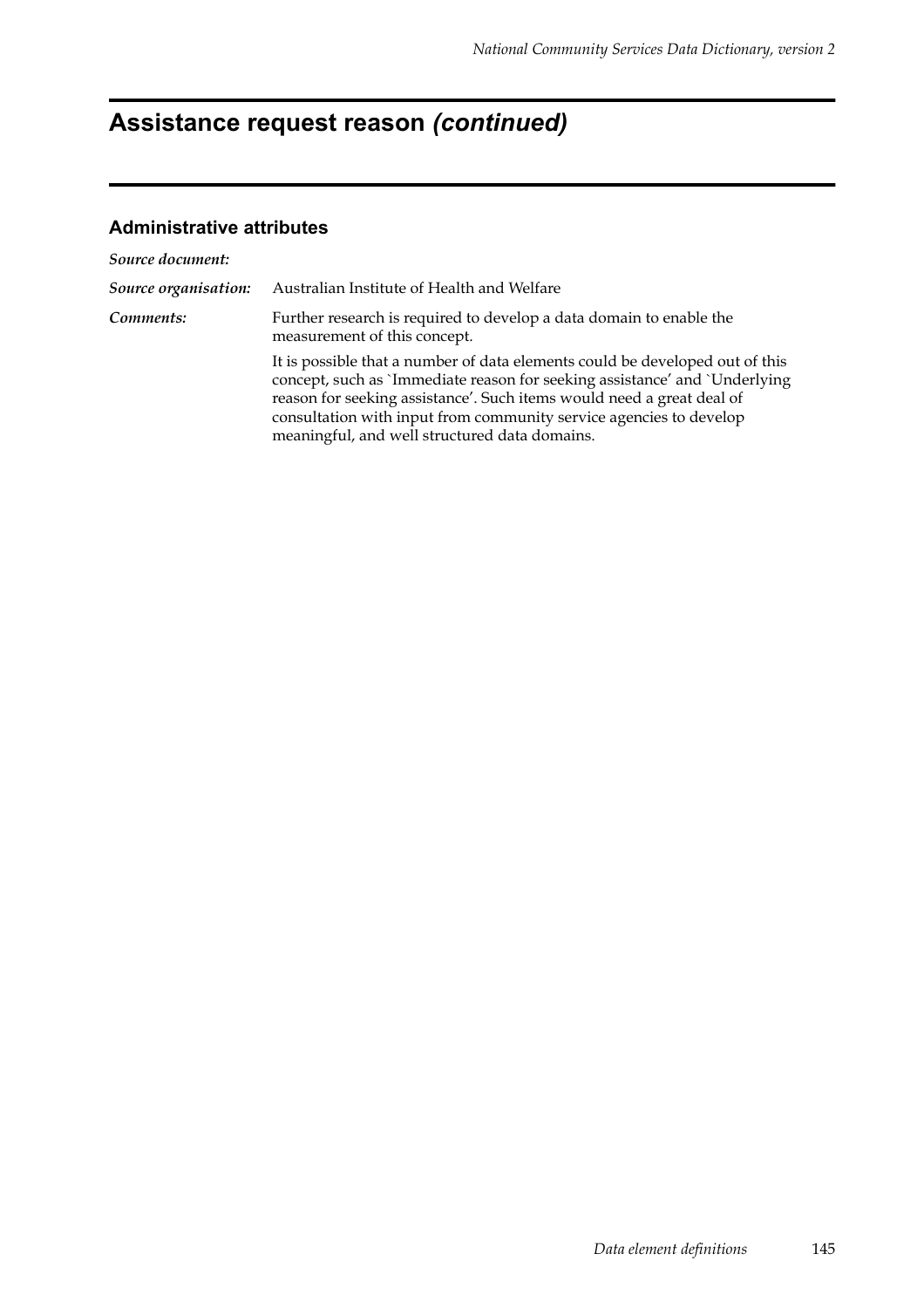# Assistance request reason *(continued)*

### Administrative attributes

***Source document:***

***Source organisation:*** Australian Institute of Health and Welfare

***Comments:*** Further research is required to develop a data domain to enable the measurement of this concept.

It is possible that a number of data elements could be developed out of this concept, such as `Immediate reason for seeking assistance' and `Underlying reason for seeking assistance'. Such items would need a great deal of consultation with input from community service agencies to develop meaningful, and well structured data domains.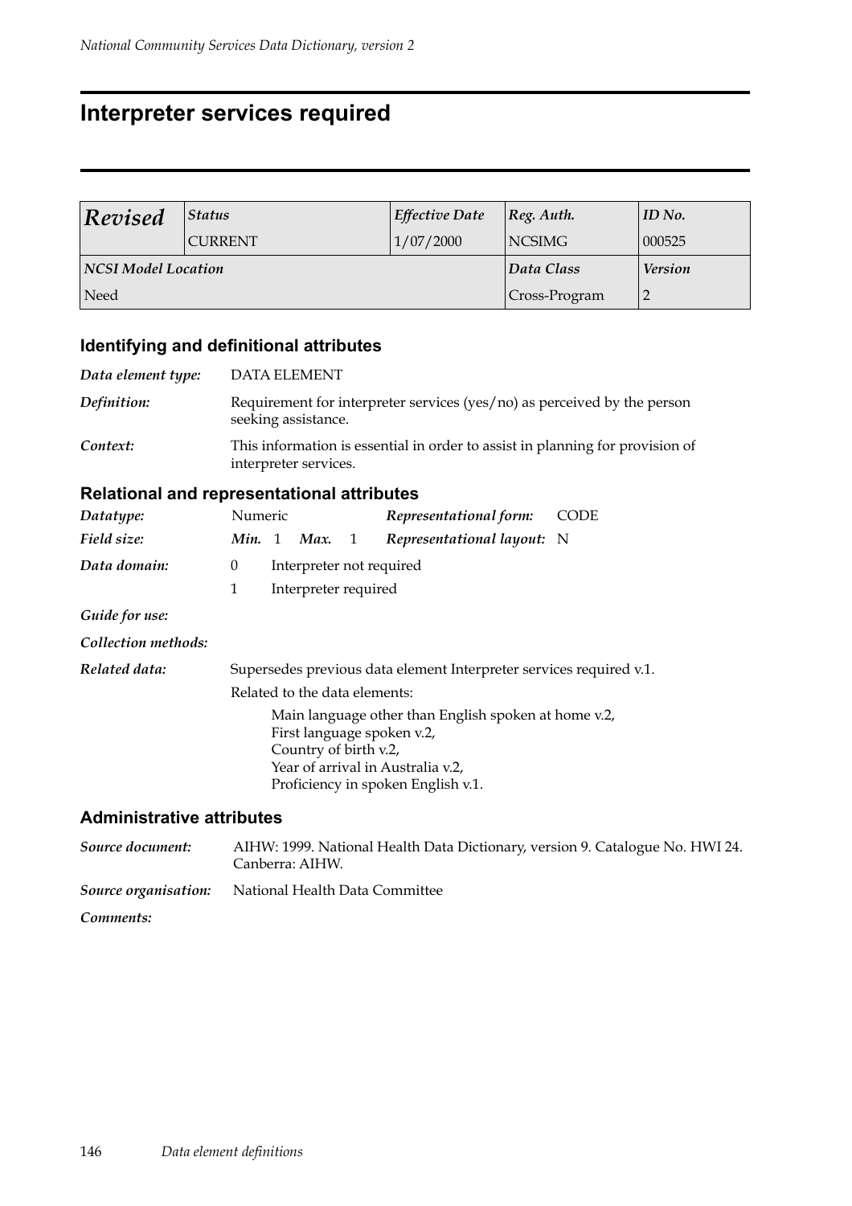# Interpreter services required

| *Revised* | *Status* | *Effective Date* | *Reg. Auth.* | *ID No.* |
|---|---|---|---|---|
| | CURRENT | 1/07/2000 | NCSIMG | 000525 |
| ***NCSI Model Location*** | | | ***Data Class*** | ***Version*** |
| Need | | | Cross-Program | 2 |

## Identifying and definitional attributes

***Data element type:*** DATA ELEMENT

***Definition:*** Requirement for interpreter services (yes/no) as perceived by the person seeking assistance.

***Context:*** This information is essential in order to assist in planning for provision of interpreter services.

## Relational and representational attributes

***Datatype:*** Numeric ***Representational form:*** CODE

***Field size:*** ***Min.*** 1 ***Max.*** 1 ***Representational layout:*** N

***Data domain:***

0 Interpreter not required

1 Interpreter required

***Guide for use:***

***Collection methods:***

***Related data:*** Supersedes previous data element Interpreter services required v.1.

Related to the data elements:

Main language other than English spoken at home v.2,
First language spoken v.2,
Country of birth v.2,
Year of arrival in Australia v.2,
Proficiency in spoken English v.1.

## Administrative attributes

***Source document:*** AIHW: 1999. National Health Data Dictionary, version 9. Catalogue No. HWI 24. Canberra: AIHW.

***Source organisation:*** National Health Data Committee

***Comments:***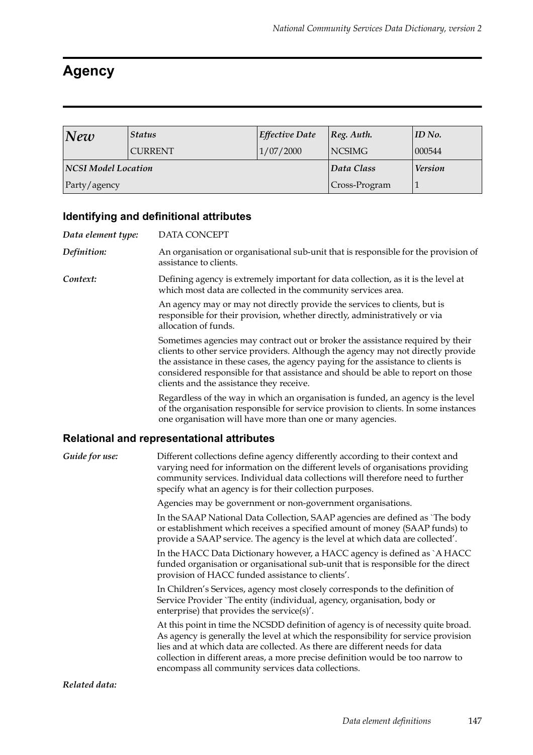# Agency

| *New* | *Status* | *Effective Date* | *Reg. Auth.* | *ID No.* |
|---|---|---|---|---|
| | CURRENT | 1/07/2000 | NCSIMG | 000544 |
| ***NCSI Model Location*** | | | ***Data Class*** | ***Version*** |
| Party/agency | | | Cross-Program | 1 |

## Identifying and definitional attributes

***Data element type:*** DATA CONCEPT

***Definition:*** An organisation or organisational sub-unit that is responsible for the provision of assistance to clients.

***Context:*** Defining agency is extremely important for data collection, as it is the level at which most data are collected in the community services area.

An agency may or may not directly provide the services to clients, but is responsible for their provision, whether directly, administratively or via allocation of funds.

Sometimes agencies may contract out or broker the assistance required by their clients to other service providers. Although the agency may not directly provide the assistance in these cases, the agency paying for the assistance to clients is considered responsible for that assistance and should be able to report on those clients and the assistance they receive.

Regardless of the way in which an organisation is funded, an agency is the level of the organisation responsible for service provision to clients. In some instances one organisation will have more than one or many agencies.

## Relational and representational attributes

***Guide for use:*** Different collections define agency differently according to their context and varying need for information on the different levels of organisations providing community services. Individual data collections will therefore need to further specify what an agency is for their collection purposes.

Agencies may be government or non-government organisations.

In the SAAP National Data Collection, SAAP agencies are defined as `The body or establishment which receives a specified amount of money (SAAP funds) to provide a SAAP service. The agency is the level at which data are collected'.

In the HACC Data Dictionary however, a HACC agency is defined as `A HACC funded organisation or organisational sub-unit that is responsible for the direct provision of HACC funded assistance to clients'.

In Children's Services, agency most closely corresponds to the definition of Service Provider `The entity (individual, agency, organisation, body or enterprise) that provides the service(s)'.

At this point in time the NCSDD definition of agency is of necessity quite broad. As agency is generally the level at which the responsibility for service provision lies and at which data are collected. As there are different needs for data collection in different areas, a more precise definition would be too narrow to encompass all community services data collections.

***Related data:***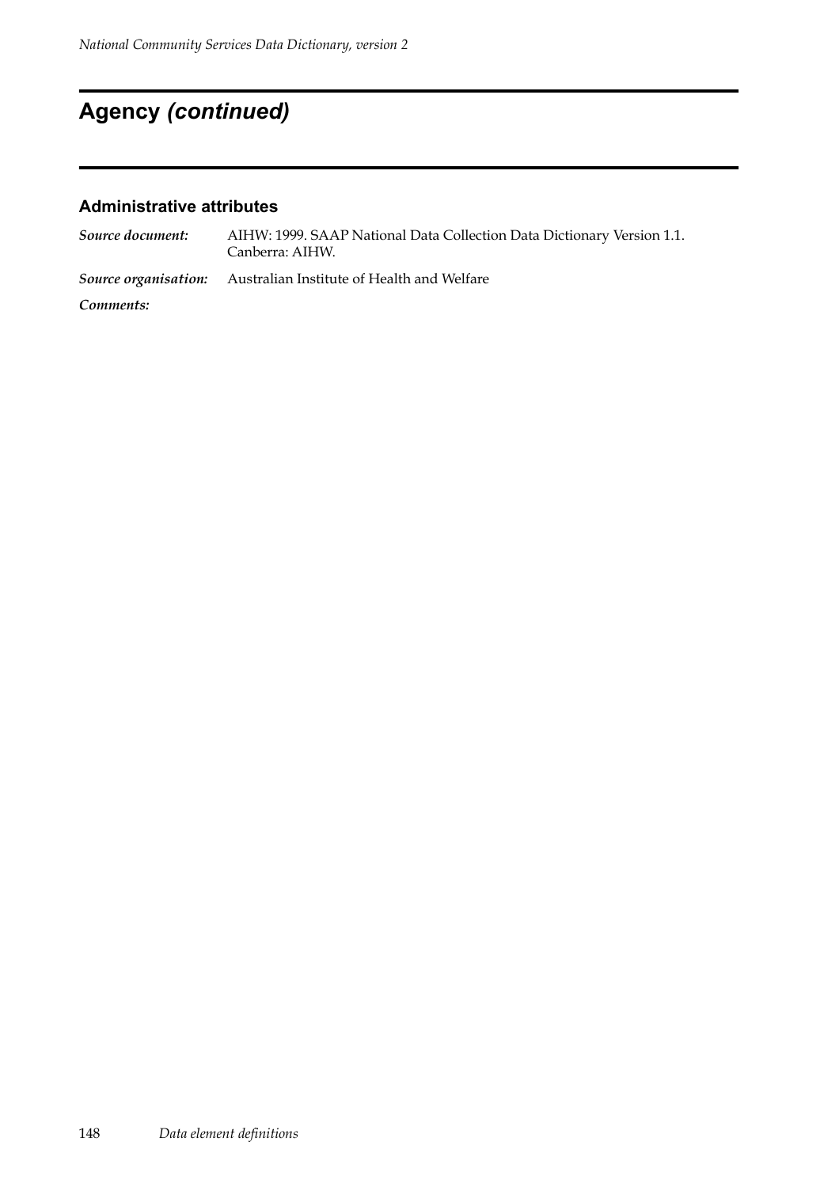## Agency *(continued)*

### Administrative attributes

***Source document:*** AIHW: 1999. SAAP National Data Collection Data Dictionary Version 1.1. Canberra: AIHW.

***Source organisation:*** Australian Institute of Health and Welfare

***Comments:***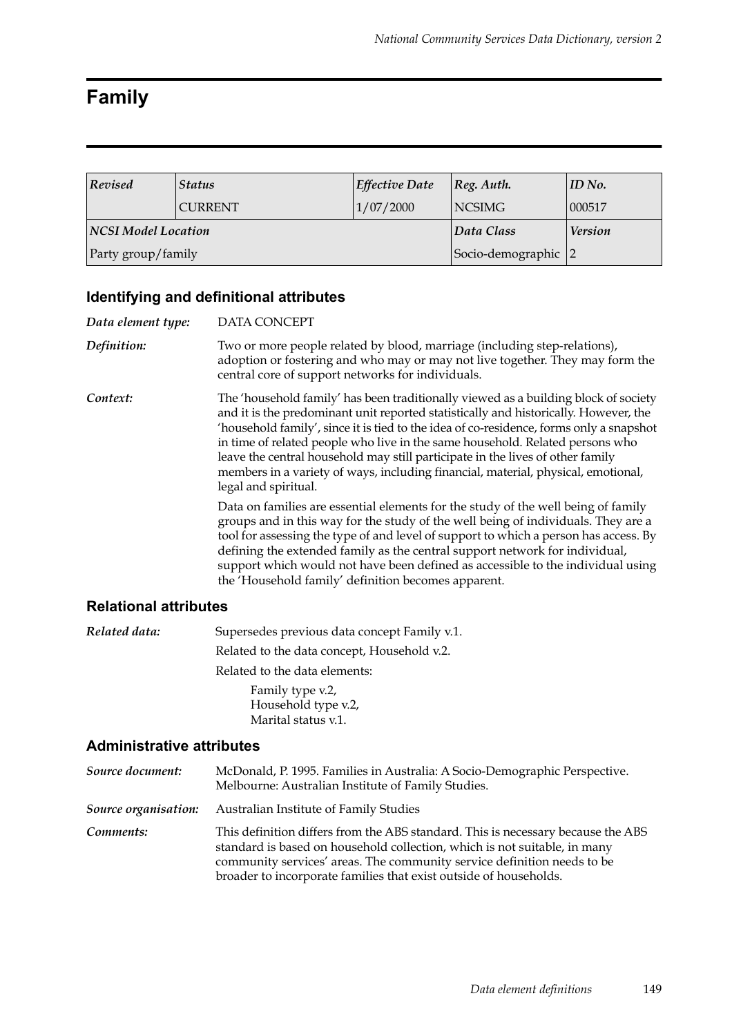# Family

| *Revised* | *Status* | *Effective Date* | *Reg. Auth.* | *ID No.* |
|---|---|---|---|---|
| | CURRENT | 1/07/2000 | NCSIMG | 000517 |
| ***NCSI Model Location*** | | | ***Data Class*** | ***Version*** |
| Party group/family | | | Socio-demographic | 2 |

## Identifying and definitional attributes

*Data element type:* DATA CONCEPT

*Definition:* Two or more people related by blood, marriage (including step-relations), adoption or fostering and who may or may not live together. They may form the central core of support networks for individuals.

*Context:* The 'household family' has been traditionally viewed as a building block of society and it is the predominant unit reported statistically and historically. However, the 'household family', since it is tied to the idea of co-residence, forms only a snapshot in time of related people who live in the same household. Related persons who leave the central household may still participate in the lives of other family members in a variety of ways, including financial, material, physical, emotional, legal and spiritual.

Data on families are essential elements for the study of the well being of family groups and in this way for the study of the well being of individuals. They are a tool for assessing the type of and level of support to which a person has access. By defining the extended family as the central support network for individual, support which would not have been defined as accessible to the individual using the 'Household family' definition becomes apparent.

## Relational attributes

*Related data:* Supersedes previous data concept Family v.1.

Related to the data concept, Household v.2.

Related to the data elements:

Family type v.2,
Household type v.2,
Marital status v.1.

## Administrative attributes

*Source document:* McDonald, P. 1995. Families in Australia: A Socio-Demographic Perspective. Melbourne: Australian Institute of Family Studies.

*Source organisation:* Australian Institute of Family Studies

*Comments:* This definition differs from the ABS standard. This is necessary because the ABS standard is based on household collection, which is not suitable, in many community services' areas. The community service definition needs to be broader to incorporate families that exist outside of households.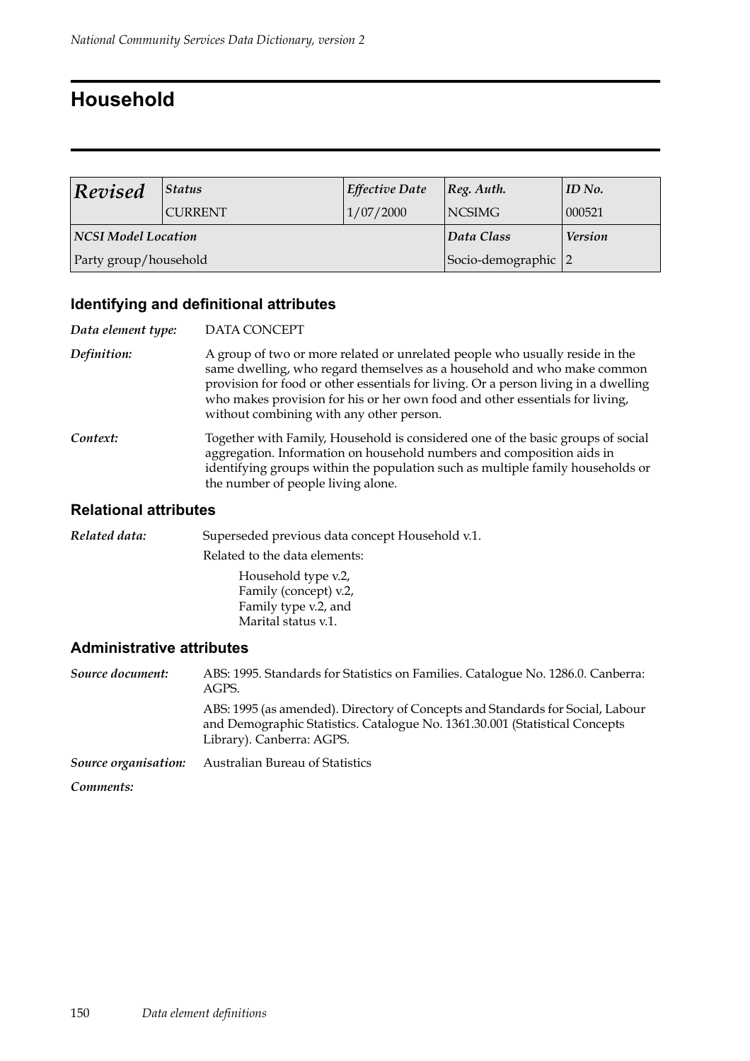# Household

| *Revised* | *Status* | *Effective Date* | *Reg. Auth.* | *ID No.* |
|---|---|---|---|---|
| | CURRENT | 1/07/2000 | NCSIMG | 000521 |
| ***NCSI Model Location*** | | | ***Data Class*** | ***Version*** |
| Party group/household | | | Socio-demographic | 2 |

## Identifying and definitional attributes

***Data element type:*** DATA CONCEPT

***Definition:*** A group of two or more related or unrelated people who usually reside in the same dwelling, who regard themselves as a household and who make common provision for food or other essentials for living. Or a person living in a dwelling who makes provision for his or her own food and other essentials for living, without combining with any other person.

***Context:*** Together with Family, Household is considered one of the basic groups of social aggregation. Information on household numbers and composition aids in identifying groups within the population such as multiple family households or the number of people living alone.

## Relational attributes

***Related data:*** Superseded previous data concept Household v.1.

Related to the data elements:

Household type v.2,
Family (concept) v.2,
Family type v.2, and
Marital status v.1.

## Administrative attributes

***Source document:*** ABS: 1995. Standards for Statistics on Families. Catalogue No. 1286.0. Canberra: AGPS.

ABS: 1995 (as amended). Directory of Concepts and Standards for Social, Labour and Demographic Statistics. Catalogue No. 1361.30.001 (Statistical Concepts Library). Canberra: AGPS.

***Source organisation:*** Australian Bureau of Statistics

***Comments:***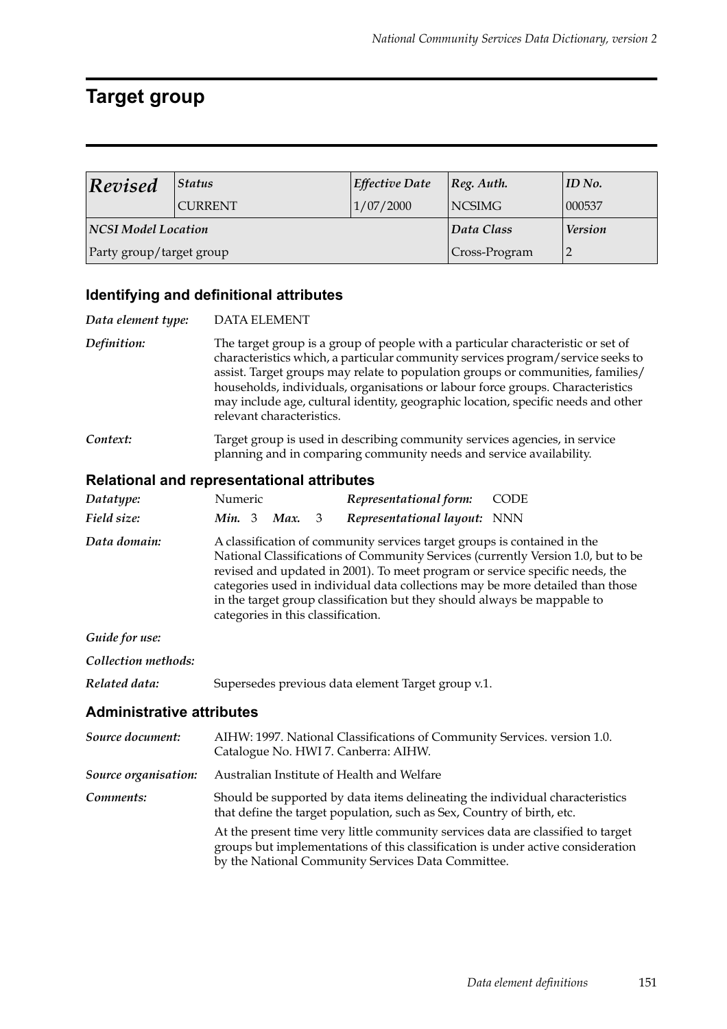# Target group

| *Revised* | *Status* | *Effective Date* | *Reg. Auth.* | *ID No.* |
|---|---|---|---|---|
| | CURRENT | 1/07/2000 | NCSIMG | 000537 |
| ***NCSI Model Location*** | | | ***Data Class*** | ***Version*** |
| Party group/target group | | | Cross-Program | 2 |

## Identifying and definitional attributes

***Data element type:*** DATA ELEMENT

***Definition:*** The target group is a group of people with a particular characteristic or set of characteristics which, a particular community services program/service seeks to assist. Target groups may relate to population groups or communities, families/ households, individuals, organisations or labour force groups. Characteristics may include age, cultural identity, geographic location, specific needs and other relevant characteristics.

***Context:*** Target group is used in describing community services agencies, in service planning and in comparing community needs and service availability.

## Relational and representational attributes

***Datatype:*** Numeric ***Representational form:*** CODE

***Field size:*** ***Min.*** 3 ***Max.*** 3 ***Representational layout:*** NNN

***Data domain:*** A classification of community services target groups is contained in the National Classifications of Community Services (currently Version 1.0, but to be revised and updated in 2001). To meet program or service specific needs, the categories used in individual data collections may be more detailed than those in the target group classification but they should always be mappable to categories in this classification.

***Guide for use:***

***Collection methods:***

***Related data:*** Supersedes previous data element Target group v.1.

## Administrative attributes

***Source document:*** AIHW: 1997. National Classifications of Community Services. version 1.0. Catalogue No. HWI 7. Canberra: AIHW.

***Source organisation:*** Australian Institute of Health and Welfare

***Comments:*** Should be supported by data items delineating the individual characteristics that define the target population, such as Sex, Country of birth, etc.

At the present time very little community services data are classified to target groups but implementations of this classification is under active consideration by the National Community Services Data Committee.